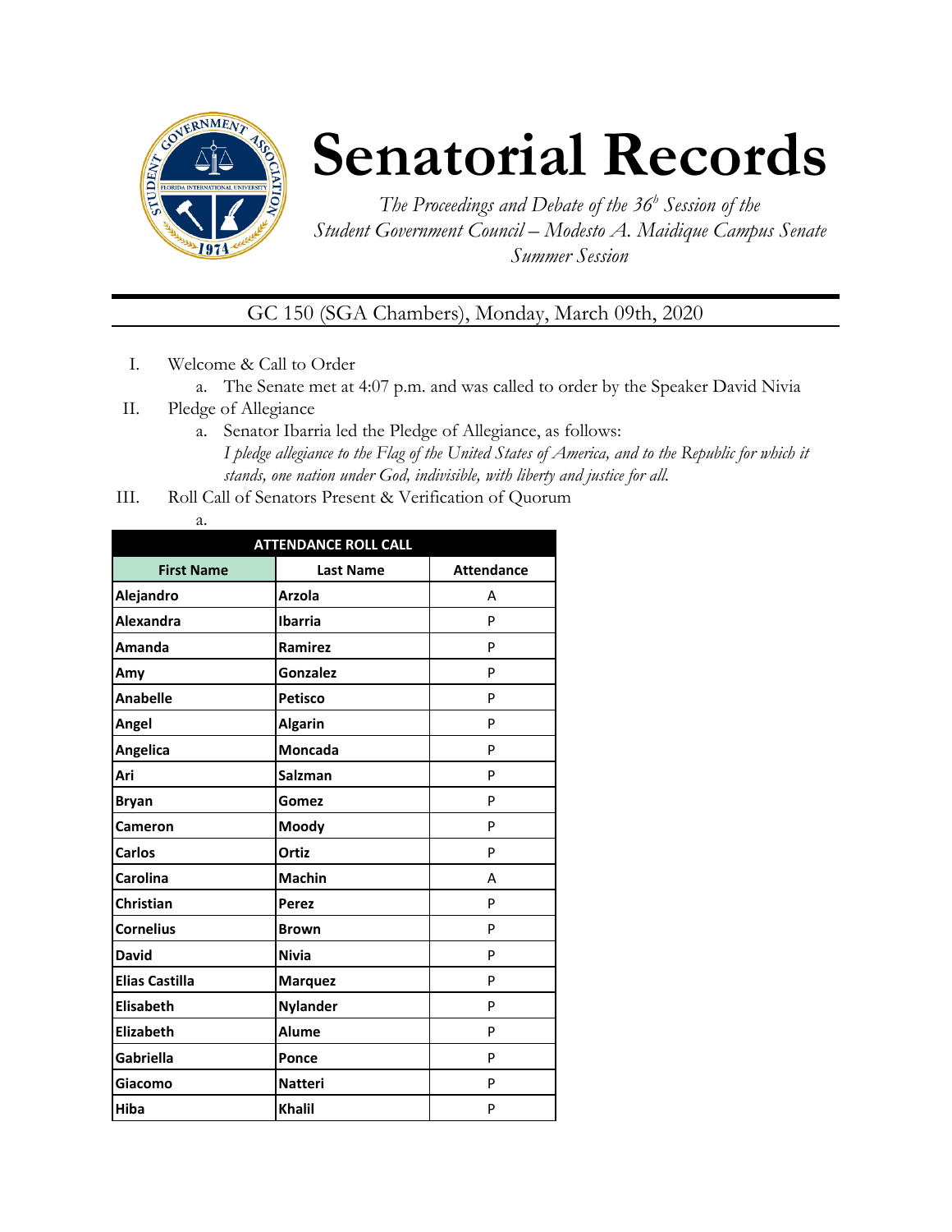# Senatorial Records

*The Proceedings and Debate of the 36[h] Session of the Student Government Council – Modesto A. Maidique Campus Senate Summer Session*

GC 150 (SGA Chambers), Monday, March 09th, 2020

I. Welcome & Call to Order
   a. The Senate met at 4:07 p.m. and was called to order by the Speaker David Nivia

II. Pledge of Allegiance
   a. Senator Ibarria led the Pledge of Allegiance, as follows:
   *I pledge allegiance to the Flag of the United States of America, and to the Republic for which it stands, one nation under God, indivisible, with liberty and justice for all.*

III. Roll Call of Senators Present & Verification of Quorum
   a.

| ATTENDANCE ROLL CALL | | |
|---|---|---|
| **First Name** | **Last Name** | **Attendance** |
| **Alejandro** | **Arzola** | A |
| **Alexandra** | **Ibarria** | P |
| **Amanda** | **Ramirez** | P |
| **Amy** | **Gonzalez** | P |
| **Anabelle** | **Petisco** | P |
| **Angel** | **Algarin** | P |
| **Angelica** | **Moncada** | P |
| **Ari** | **Salzman** | P |
| **Bryan** | **Gomez** | P |
| **Cameron** | **Moody** | P |
| **Carlos** | **Ortiz** | P |
| **Carolina** | **Machin** | A |
| **Christian** | **Perez** | P |
| **Cornelius** | **Brown** | P |
| **David** | **Nivia** | P |
| **Elias Castilla** | **Marquez** | P |
| **Elisabeth** | **Nylander** | P |
| **Elizabeth** | **Alume** | P |
| **Gabriella** | **Ponce** | P |
| **Giacomo** | **Natteri** | P |
| **Hiba** | **Khalil** | P |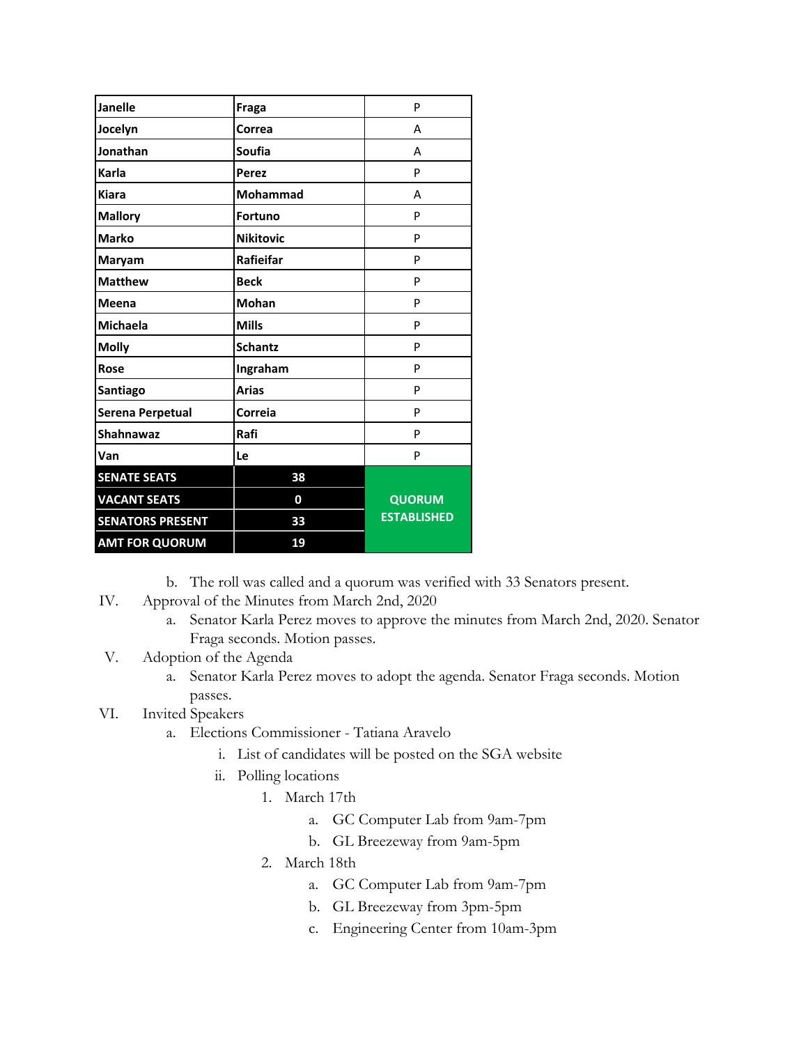| Janelle | Fraga | P |
|---|---|---|
| Jocelyn | Correa | A |
| Jonathan | Soufia | A |
| Karla | Perez | P |
| Kiara | Mohammad | A |
| Mallory | Fortuno | P |
| Marko | Nikitovic | P |
| Maryam | Rafieifar | P |
| Matthew | Beck | P |
| Meena | Mohan | P |
| Michaela | Mills | P |
| Molly | Schantz | P |
| Rose | Ingraham | P |
| Santiago | Arias | P |
| Serena Perpetual | Correia | P |
| Shahnawaz | Rafi | P |
| Van | Le | P |
| **SENATE SEATS** | **38** | **QUORUM ESTABLISHED** |
| **VACANT SEATS** | **0** | |
| **SENATORS PRESENT** | **33** | |
| **AMT FOR QUORUM** | **19** | |

b. The roll was called and a quorum was verified with 33 Senators present.

IV. Approval of the Minutes from March 2nd, 2020
   a. Senator Karla Perez moves to approve the minutes from March 2nd, 2020. Senator Fraga seconds. Motion passes.

V. Adoption of the Agenda
   a. Senator Karla Perez moves to adopt the agenda. Senator Fraga seconds. Motion passes.

VI. Invited Speakers
   a. Elections Commissioner - Tatiana Aravelo
      i. List of candidates will be posted on the SGA website
      ii. Polling locations
         1. March 17th
            a. GC Computer Lab from 9am-7pm
            b. GL Breezeway from 9am-5pm
         2. March 18th
            a. GC Computer Lab from 9am-7pm
            b. GL Breezeway from 3pm-5pm
            c. Engineering Center from 10am-3pm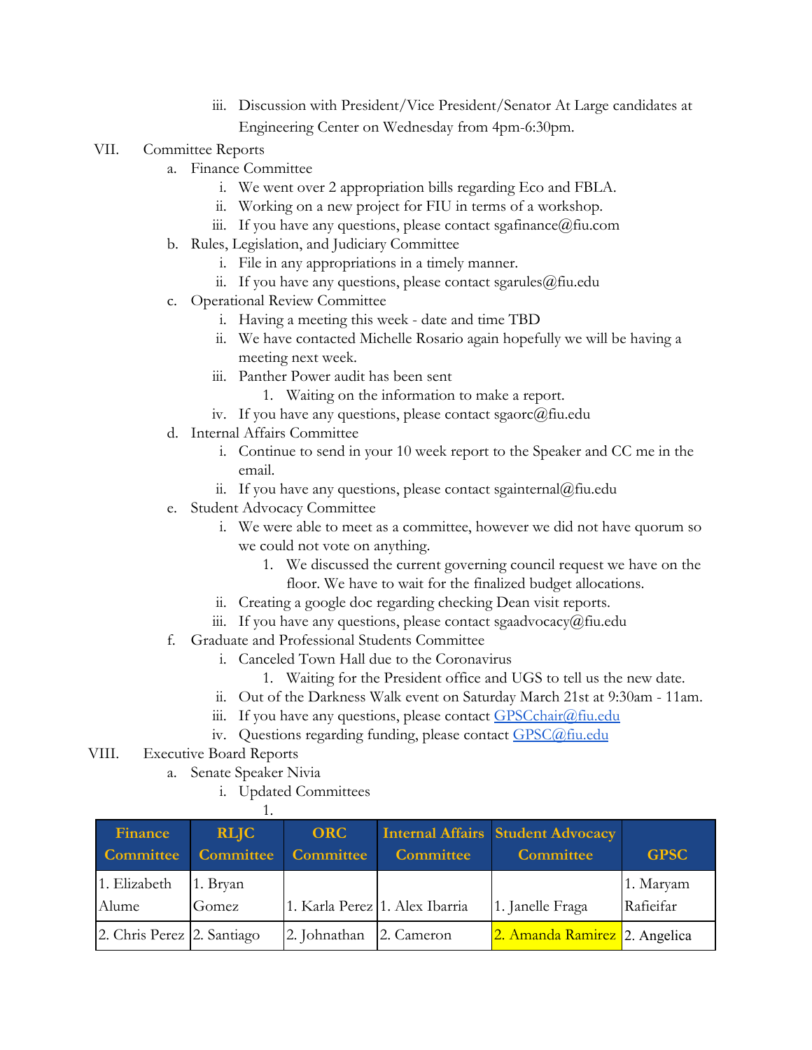iii. Discussion with President/Vice President/Senator At Large candidates at Engineering Center on Wednesday from 4pm-6:30pm.

VII. Committee Reports

a. Finance Committee
   i. We went over 2 appropriation bills regarding Eco and FBLA.
   ii. Working on a new project for FIU in terms of a workshop.
   iii. If you have any questions, please contact sgafinance@fiu.com

b. Rules, Legislation, and Judiciary Committee
   i. File in any appropriations in a timely manner.
   ii. If you have any questions, please contact sgarules@fiu.edu

c. Operational Review Committee
   i. Having a meeting this week - date and time TBD
   ii. We have contacted Michelle Rosario again hopefully we will be having a meeting next week.
   iii. Panther Power audit has been sent
      1. Waiting on the information to make a report.
   iv. If you have any questions, please contact sgaorc@fiu.edu

d. Internal Affairs Committee
   i. Continue to send in your 10 week report to the Speaker and CC me in the email.
   ii. If you have any questions, please contact sgainternal@fiu.edu

e. Student Advocacy Committee
   i. We were able to meet as a committee, however we did not have quorum so we could not vote on anything.
      1. We discussed the current governing council request we have on the floor. We have to wait for the finalized budget allocations.
   ii. Creating a google doc regarding checking Dean visit reports.
   iii. If you have any questions, please contact sgaadvocacy@fiu.edu

f. Graduate and Professional Students Committee
   i. Canceled Town Hall due to the Coronavirus
      1. Waiting for the President office and UGS to tell us the new date.
   ii. Out of the Darkness Walk event on Saturday March 21st at 9:30am - 11am.
   iii. If you have any questions, please contact GPSCchair@fiu.edu
   iv. Questions regarding funding, please contact GPSC@fiu.edu

VIII. Executive Board Reports

a. Senate Speaker Nivia
   i. Updated Committees
      1.

| Finance Committee | RLJC Committee | ORC Committee | Internal Affairs Committee | Student Advocacy Committee | GPSC |
|---|---|---|---|---|---|
| 1. Elizabeth Alume | 1. Bryan Gomez | 1. Karla Perez | 1. Alex Ibarria | 1. Janelle Fraga | 1. Maryam Rafieifar |
| 2. Chris Perez | 2. Santiago | 2. Johnathan | 2. Cameron | 2. Amanda Ramirez | 2. Angelica |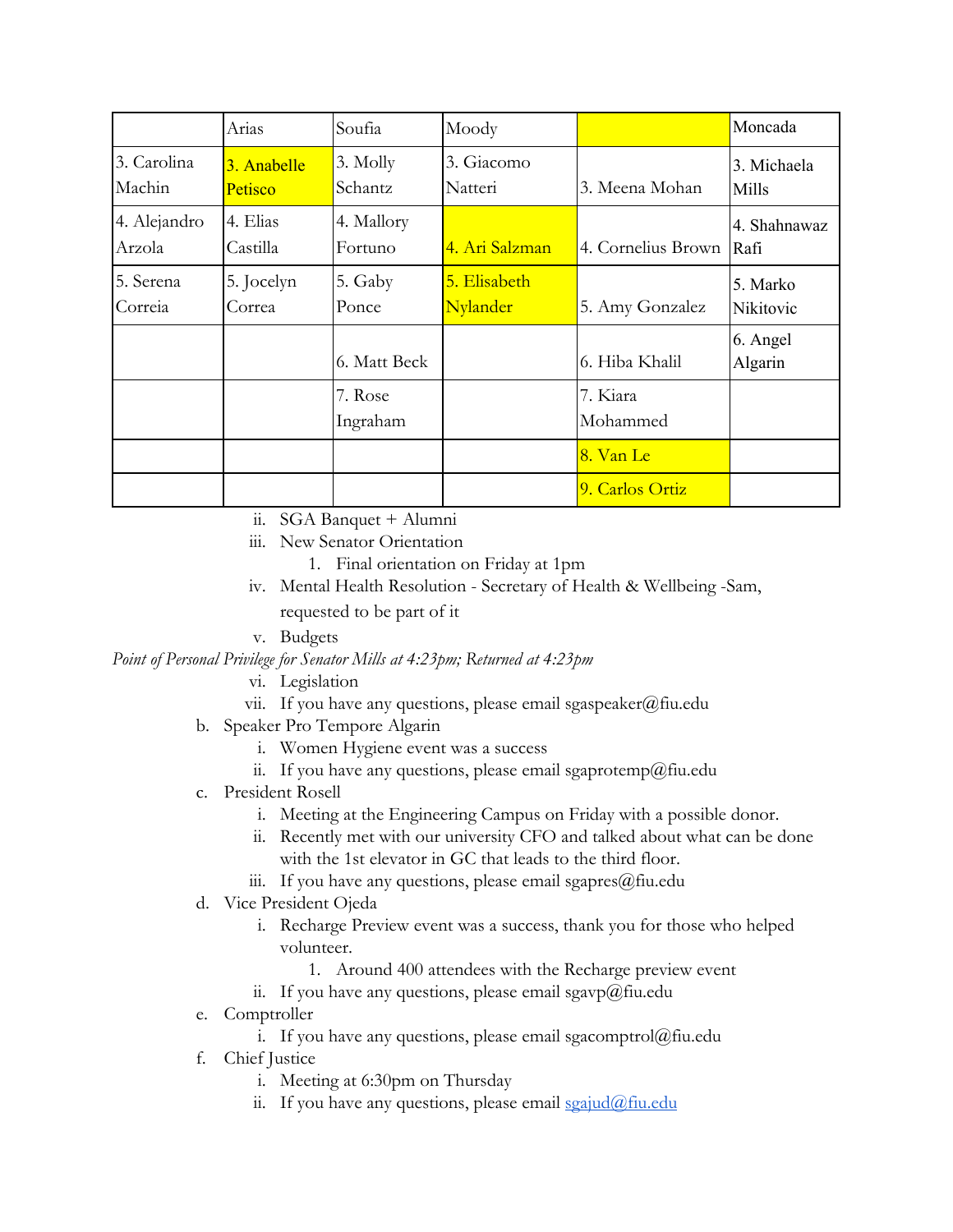| | Arias | Soufia | Moody | | Moncada |
|---|---|---|---|---|---|
| 3. Carolina Machin | 3. Anabelle Petisco | 3. Molly Schantz | 3. Giacomo Natteri | 3. Meena Mohan | 3. Michaela Mills |
| 4. Alejandro Arzola | 4. Elias Castilla | 4. Mallory Fortuno | 4. Ari Salzman | 4. Cornelius Brown | 4. Shahnawaz Rafi |
| 5. Serena Correia | 5. Jocelyn Correa | 5. Gaby Ponce | 5. Elisabeth Nylander | 5. Amy Gonzalez | 5. Marko Nikitovic |
| | | 6. Matt Beck | | 6. Hiba Khalil | 6. Angel Algarin |
| | | 7. Rose Ingraham | | 7. Kiara Mohammed | |
| | | | | 8. Van Le | |
| | | | | 9. Carlos Ortiz | |

ii. SGA Banquet + Alumni

iii. New Senator Orientation

1. Final orientation on Friday at 1pm

iv. Mental Health Resolution - Secretary of Health & Wellbeing -Sam, requested to be part of it

v. Budgets

*Point of Personal Privilege for Senator Mills at 4:23pm; Returned at 4:23pm*

vi. Legislation

vii. If you have any questions, please email sgaspeaker@fiu.edu

b. Speaker Pro Tempore Algarin

i. Women Hygiene event was a success

ii. If you have any questions, please email sgaprotemp@fiu.edu

c. President Rosell

i. Meeting at the Engineering Campus on Friday with a possible donor.

ii. Recently met with our university CFO and talked about what can be done with the 1st elevator in GC that leads to the third floor.

iii. If you have any questions, please email sgapres@fiu.edu

d. Vice President Ojeda

i. Recharge Preview event was a success, thank you for those who helped volunteer.

1. Around 400 attendees with the Recharge preview event

ii. If you have any questions, please email sgavp@fiu.edu

e. Comptroller

i. If you have any questions, please email sgacomptrol@fiu.edu

f. Chief Justice

i. Meeting at 6:30pm on Thursday

ii. If you have any questions, please email sgajud@fiu.edu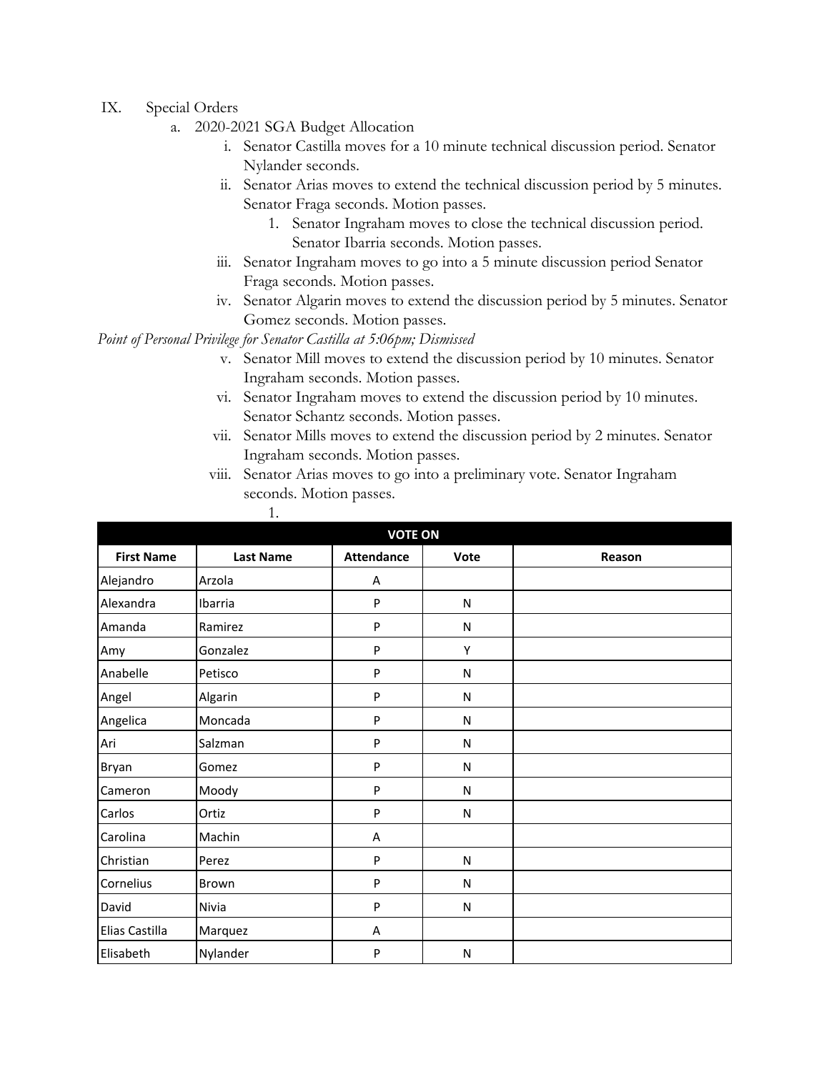IX. Special Orders

a. 2020-2021 SGA Budget Allocation

i. Senator Castilla moves for a 10 minute technical discussion period. Senator Nylander seconds.

ii. Senator Arias moves to extend the technical discussion period by 5 minutes. Senator Fraga seconds. Motion passes.

1. Senator Ingraham moves to close the technical discussion period. Senator Ibarria seconds. Motion passes.

iii. Senator Ingraham moves to go into a 5 minute discussion period Senator Fraga seconds. Motion passes.

iv. Senator Algarin moves to extend the discussion period by 5 minutes. Senator Gomez seconds. Motion passes.

*Point of Personal Privilege for Senator Castilla at 5:06pm; Dismissed*

v. Senator Mill moves to extend the discussion period by 10 minutes. Senator Ingraham seconds. Motion passes.

vi. Senator Ingraham moves to extend the discussion period by 10 minutes. Senator Schantz seconds. Motion passes.

vii. Senator Mills moves to extend the discussion period by 2 minutes. Senator Ingraham seconds. Motion passes.

viii. Senator Arias moves to go into a preliminary vote. Senator Ingraham seconds. Motion passes.

1.

| VOTE ON | | | | |
|---|---|---|---|---|
| **First Name** | **Last Name** | **Attendance** | **Vote** | **Reason** |
| Alejandro | Arzola | A | | |
| Alexandra | Ibarria | P | N | |
| Amanda | Ramirez | P | N | |
| Amy | Gonzalez | P | Y | |
| Anabelle | Petisco | P | N | |
| Angel | Algarin | P | N | |
| Angelica | Moncada | P | N | |
| Ari | Salzman | P | N | |
| Bryan | Gomez | P | N | |
| Cameron | Moody | P | N | |
| Carlos | Ortiz | P | N | |
| Carolina | Machin | A | | |
| Christian | Perez | P | N | |
| Cornelius | Brown | P | N | |
| David | Nivia | P | N | |
| Elias Castilla | Marquez | A | | |
| Elisabeth | Nylander | P | N | |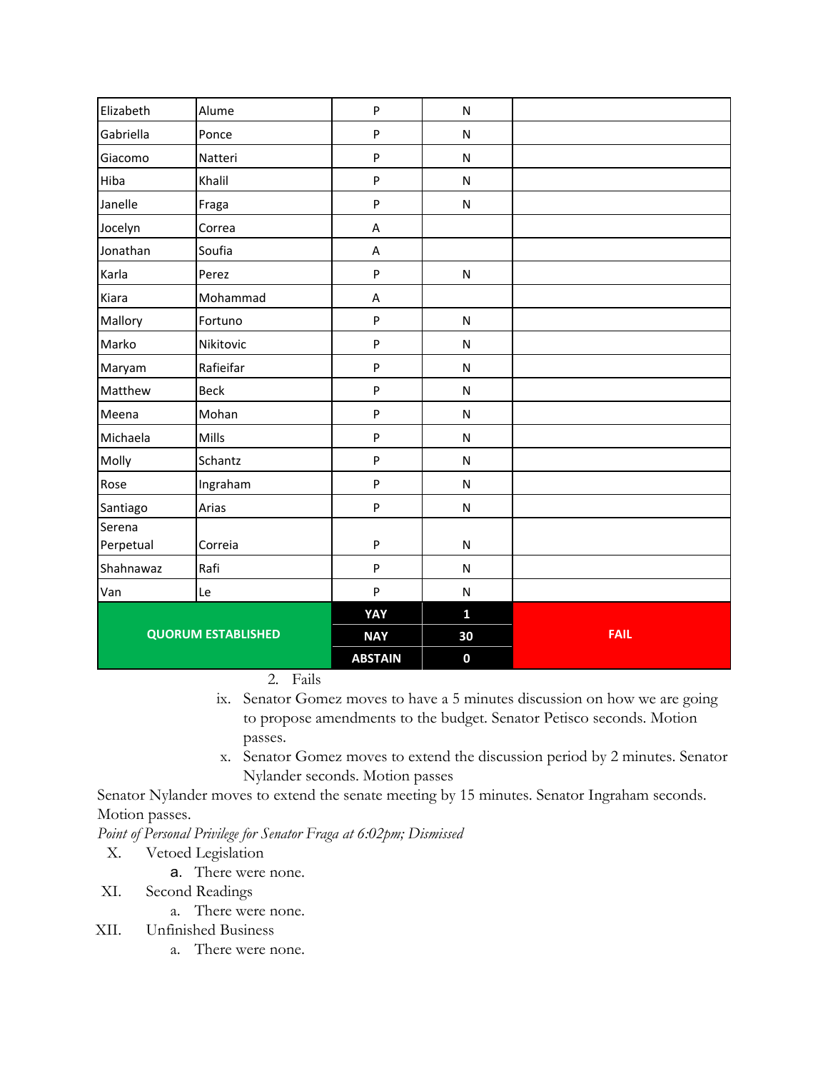| | | | | |
|---|---|---|---|---|
| Elizabeth | Alume | P | N | |
| Gabriella | Ponce | P | N | |
| Giacomo | Natteri | P | N | |
| Hiba | Khalil | P | N | |
| Janelle | Fraga | P | N | |
| Jocelyn | Correa | A | | |
| Jonathan | Soufia | A | | |
| Karla | Perez | P | N | |
| Kiara | Mohammad | A | | |
| Mallory | Fortuno | P | N | |
| Marko | Nikitovic | P | N | |
| Maryam | Rafieifar | P | N | |
| Matthew | Beck | P | N | |
| Meena | Mohan | P | N | |
| Michaela | Mills | P | N | |
| Molly | Schantz | P | N | |
| Rose | Ingraham | P | N | |
| Santiago | Arias | P | N | |
| Serena Perpetual | Correia | P | N | |
| Shahnawaz | Rafi | P | N | |
| Van | Le | P | N | |
| **QUORUM ESTABLISHED** | | **YAY** | **1** | **FAIL** |
| | | **NAY** | **30** | |
| | | **ABSTAIN** | **0** | |

2. Fails

ix. Senator Gomez moves to have a 5 minutes discussion on how we are going to propose amendments to the budget. Senator Petisco seconds. Motion passes.

x. Senator Gomez moves to extend the discussion period by 2 minutes. Senator Nylander seconds. Motion passes

Senator Nylander moves to extend the senate meeting by 15 minutes. Senator Ingraham seconds. Motion passes.

*Point of Personal Privilege for Senator Fraga at 6:02pm; Dismissed*

X. Vetoed Legislation

a. There were none.

XI. Second Readings

a. There were none.

XII. Unfinished Business

a. There were none.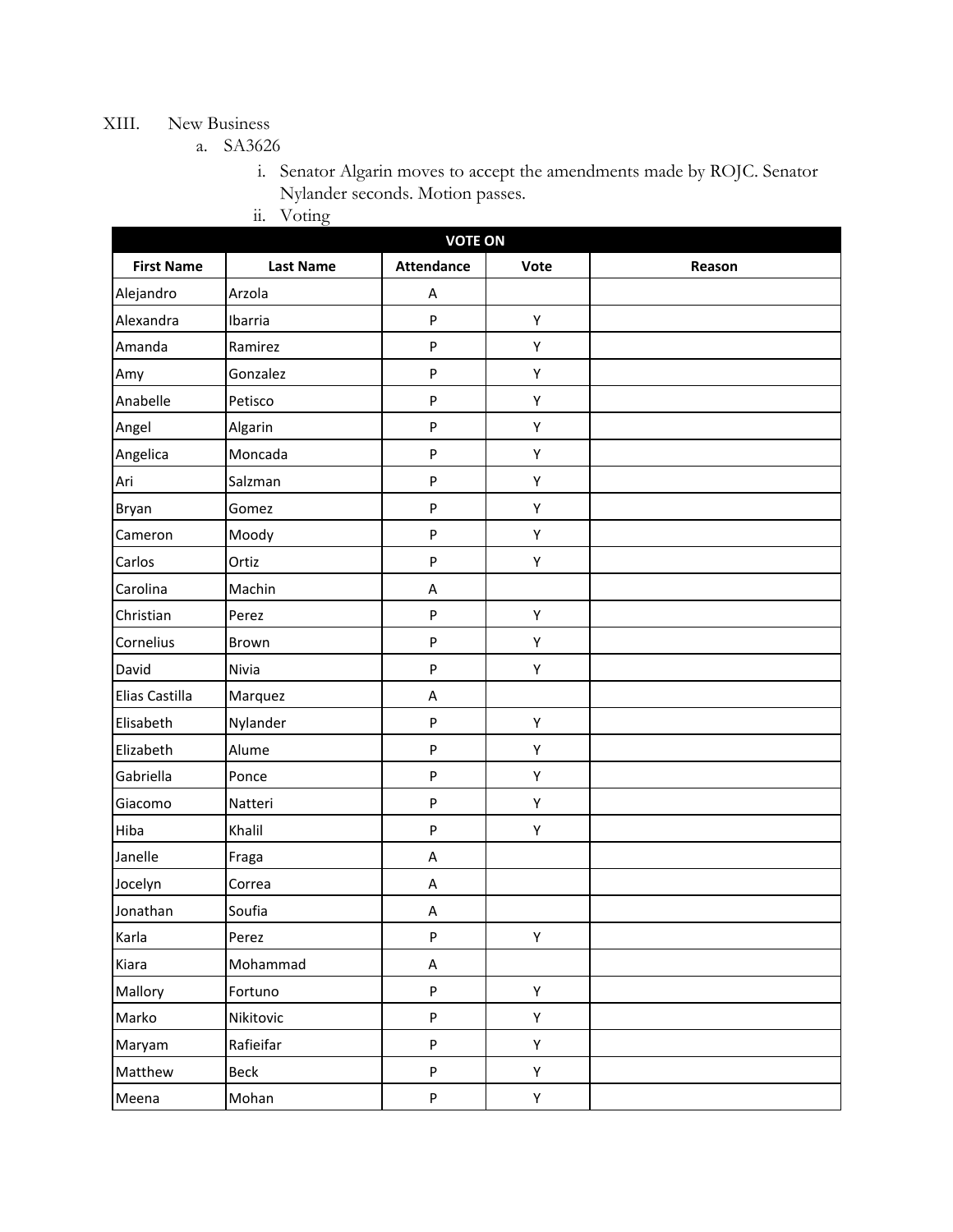XIII. New Business

a. SA3626

i. Senator Algarin moves to accept the amendments made by ROJC. Senator Nylander seconds. Motion passes.

ii. Voting

| VOTE ON | | | | |
|---|---|---|---|---|
| **First Name** | **Last Name** | **Attendance** | **Vote** | **Reason** |
| Alejandro | Arzola | A | | |
| Alexandra | Ibarria | P | Y | |
| Amanda | Ramirez | P | Y | |
| Amy | Gonzalez | P | Y | |
| Anabelle | Petisco | P | Y | |
| Angel | Algarin | P | Y | |
| Angelica | Moncada | P | Y | |
| Ari | Salzman | P | Y | |
| Bryan | Gomez | P | Y | |
| Cameron | Moody | P | Y | |
| Carlos | Ortiz | P | Y | |
| Carolina | Machin | A | | |
| Christian | Perez | P | Y | |
| Cornelius | Brown | P | Y | |
| David | Nivia | P | Y | |
| Elias Castilla | Marquez | A | | |
| Elisabeth | Nylander | P | Y | |
| Elizabeth | Alume | P | Y | |
| Gabriella | Ponce | P | Y | |
| Giacomo | Natteri | P | Y | |
| Hiba | Khalil | P | Y | |
| Janelle | Fraga | A | | |
| Jocelyn | Correa | A | | |
| Jonathan | Soufia | A | | |
| Karla | Perez | P | Y | |
| Kiara | Mohammad | A | | |
| Mallory | Fortuno | P | Y | |
| Marko | Nikitovic | P | Y | |
| Maryam | Rafieifar | P | Y | |
| Matthew | Beck | P | Y | |
| Meena | Mohan | P | Y | |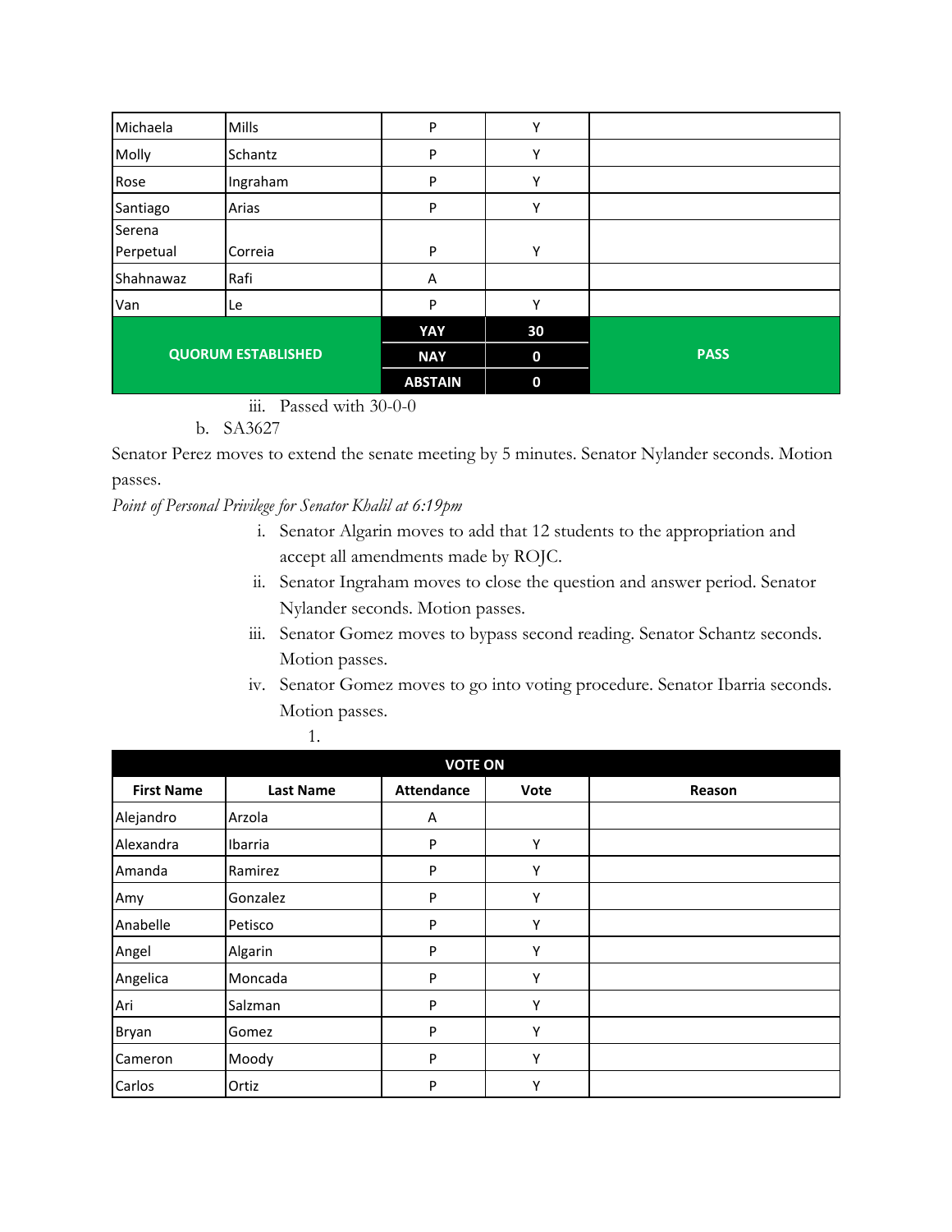| | | | | |
|---|---|---|---|---|
| Michaela | Mills | P | Y | |
| Molly | Schantz | P | Y | |
| Rose | Ingraham | P | Y | |
| Santiago | Arias | P | Y | |
| Serena Perpetual | Correia | P | Y | |
| Shahnawaz | Rafi | A | | |
| Van | Le | P | Y | |
| QUORUM ESTABLISHED | | YAY | 30 | PASS |
| | | NAY | 0 | |
| | | ABSTAIN | 0 | |

iii. Passed with 30-0-0

b. SA3627

Senator Perez moves to extend the senate meeting by 5 minutes. Senator Nylander seconds. Motion passes.

*Point of Personal Privilege for Senator Khalil at 6:19pm*

i. Senator Algarin moves to add that 12 students to the appropriation and accept all amendments made by ROJC.

ii. Senator Ingraham moves to close the question and answer period. Senator Nylander seconds. Motion passes.

iii. Senator Gomez moves to bypass second reading. Senator Schantz seconds. Motion passes.

iv. Senator Gomez moves to go into voting procedure. Senator Ibarria seconds. Motion passes.

1.

| VOTE ON | | | | |
|---|---|---|---|---|
| **First Name** | **Last Name** | **Attendance** | **Vote** | **Reason** |
| Alejandro | Arzola | A | | |
| Alexandra | Ibarria | P | Y | |
| Amanda | Ramirez | P | Y | |
| Amy | Gonzalez | P | Y | |
| Anabelle | Petisco | P | Y | |
| Angel | Algarin | P | Y | |
| Angelica | Moncada | P | Y | |
| Ari | Salzman | P | Y | |
| Bryan | Gomez | P | Y | |
| Cameron | Moody | P | Y | |
| Carlos | Ortiz | P | Y | |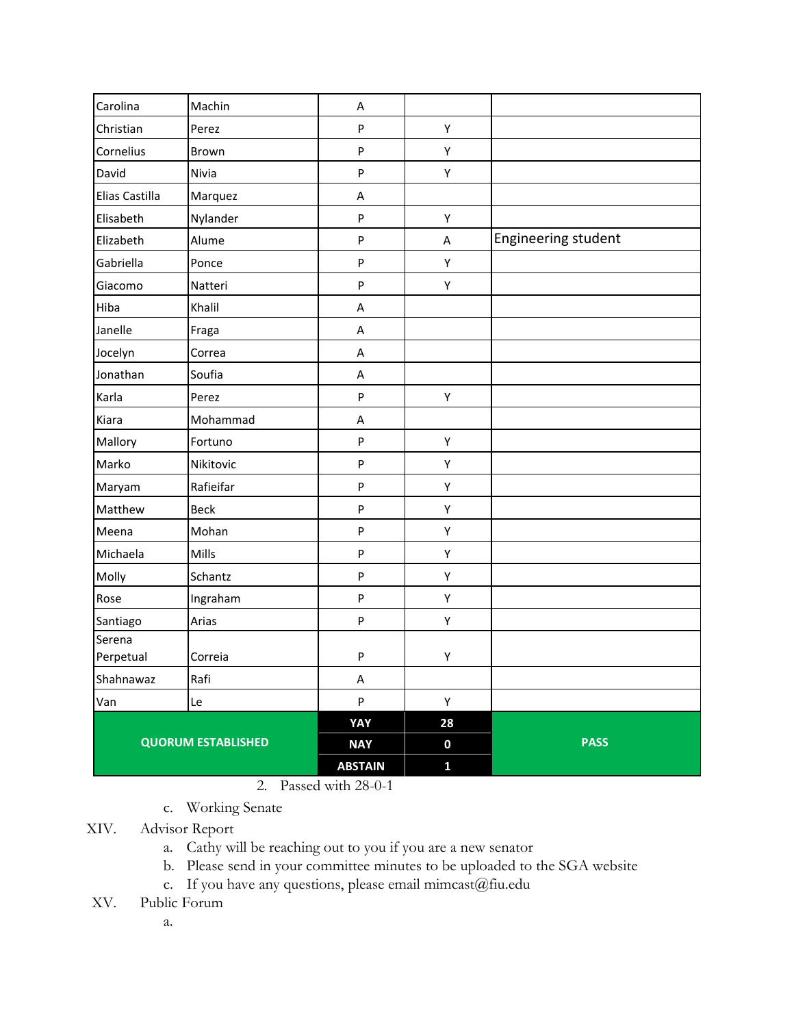| Carolina | Machin | A | | |
|---|---|---|---|---|
| Christian | Perez | P | Y | |
| Cornelius | Brown | P | Y | |
| David | Nivia | P | Y | |
| Elias Castilla | Marquez | A | | |
| Elisabeth | Nylander | P | Y | |
| Elizabeth | Alume | P | A | Engineering student |
| Gabriella | Ponce | P | Y | |
| Giacomo | Natteri | P | Y | |
| Hiba | Khalil | A | | |
| Janelle | Fraga | A | | |
| Jocelyn | Correa | A | | |
| Jonathan | Soufia | A | | |
| Karla | Perez | P | Y | |
| Kiara | Mohammad | A | | |
| Mallory | Fortuno | P | Y | |
| Marko | Nikitovic | P | Y | |
| Maryam | Rafieifar | P | Y | |
| Matthew | Beck | P | Y | |
| Meena | Mohan | P | Y | |
| Michaela | Mills | P | Y | |
| Molly | Schantz | P | Y | |
| Rose | Ingraham | P | Y | |
| Santiago | Arias | P | Y | |
| Serena Perpetual | Correia | P | Y | |
| Shahnawaz | Rafi | A | | |
| Van | Le | P | Y | |
| **QUORUM ESTABLISHED** | | **YAY** | **28** | **PASS** |
| | | **NAY** | **0** | |
| | | **ABSTAIN** | **1** | |

2. Passed with 28-0-1

c. Working Senate

XIV. Advisor Report

a. Cathy will be reaching out to you if you are a new senator
b. Please send in your committee minutes to be uploaded to the SGA website
c. If you have any questions, please email mimcast@fiu.edu

XV. Public Forum

a.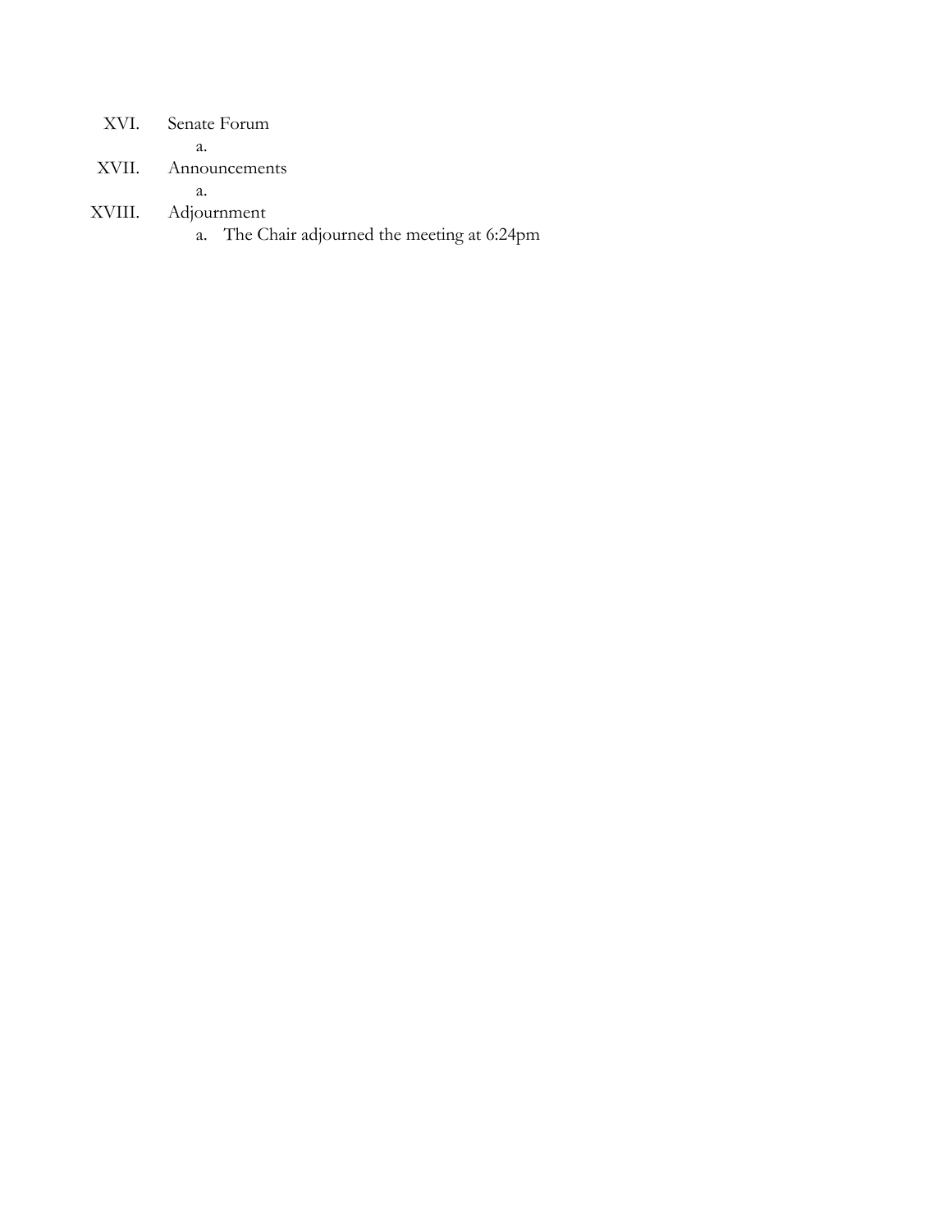XVI. Senate Forum

a.

XVII. Announcements

a.

XVIII. Adjournment

a. The Chair adjourned the meeting at 6:24pm